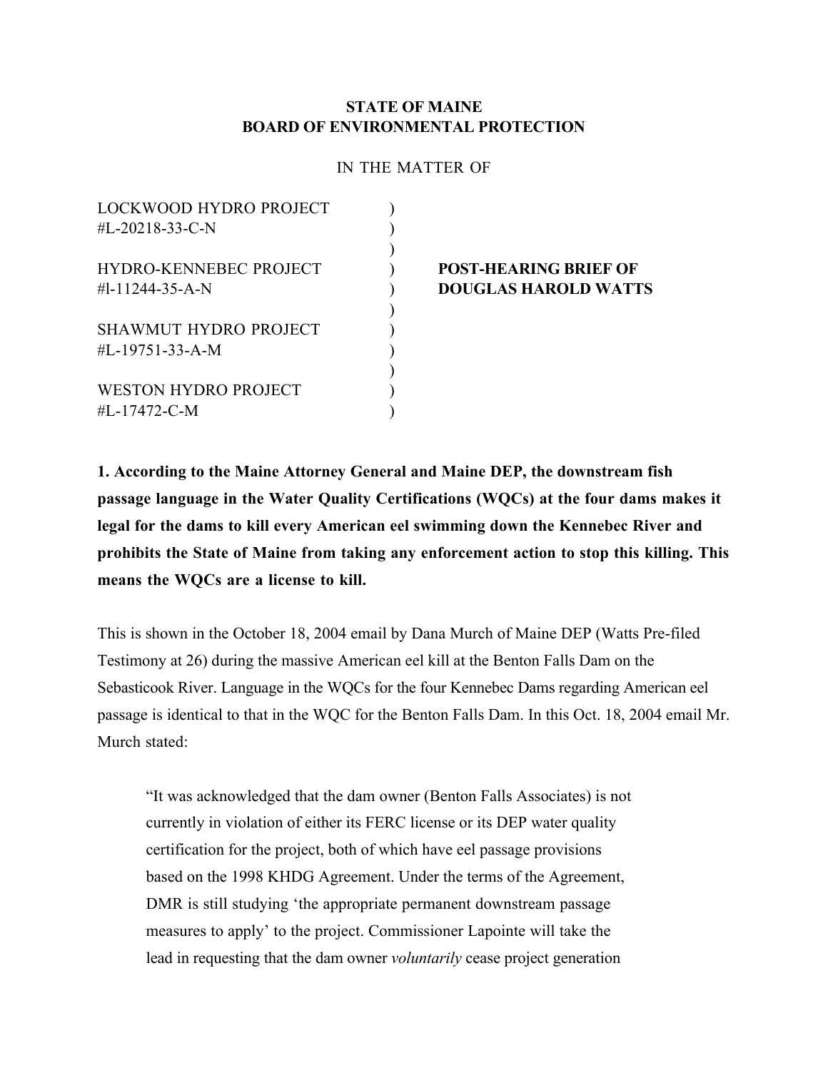**STATE OF MAINE**
**BOARD OF ENVIRONMENTAL PROTECTION**

IN THE MATTER OF

| | | |
|---|---|---|
| LOCKWOOD HYDRO PROJECT<br>#L-20218-33-C-N | ) | |
| HYDRO-KENNEBEC PROJECT<br>#l-11244-35-A-N | ) | **POST-HEARING BRIEF OF DOUGLAS HAROLD WATTS** |
| SHAWMUT HYDRO PROJECT<br>#L-19751-33-A-M | ) | |
| WESTON HYDRO PROJECT<br>#L-17472-C-M | ) | |

**1. According to the Maine Attorney General and Maine DEP, the downstream fish passage language in the Water Quality Certifications (WQCs) at the four dams makes it legal for the dams to kill every American eel swimming down the Kennebec River and prohibits the State of Maine from taking any enforcement action to stop this killing. This means the WQCs are a license to kill.**

This is shown in the October 18, 2004 email by Dana Murch of Maine DEP (Watts Pre-filed Testimony at 26) during the massive American eel kill at the Benton Falls Dam on the Sebasticook River. Language in the WQCs for the four Kennebec Dams regarding American eel passage is identical to that in the WQC for the Benton Falls Dam. In this Oct. 18, 2004 email Mr. Murch stated:

> "It was acknowledged that the dam owner (Benton Falls Associates) is not currently in violation of either its FERC license or its DEP water quality certification for the project, both of which have eel passage provisions based on the 1998 KHDG Agreement. Under the terms of the Agreement, DMR is still studying 'the appropriate permanent downstream passage measures to apply' to the project. Commissioner Lapointe will take the lead in requesting that the dam owner *voluntarily* cease project generation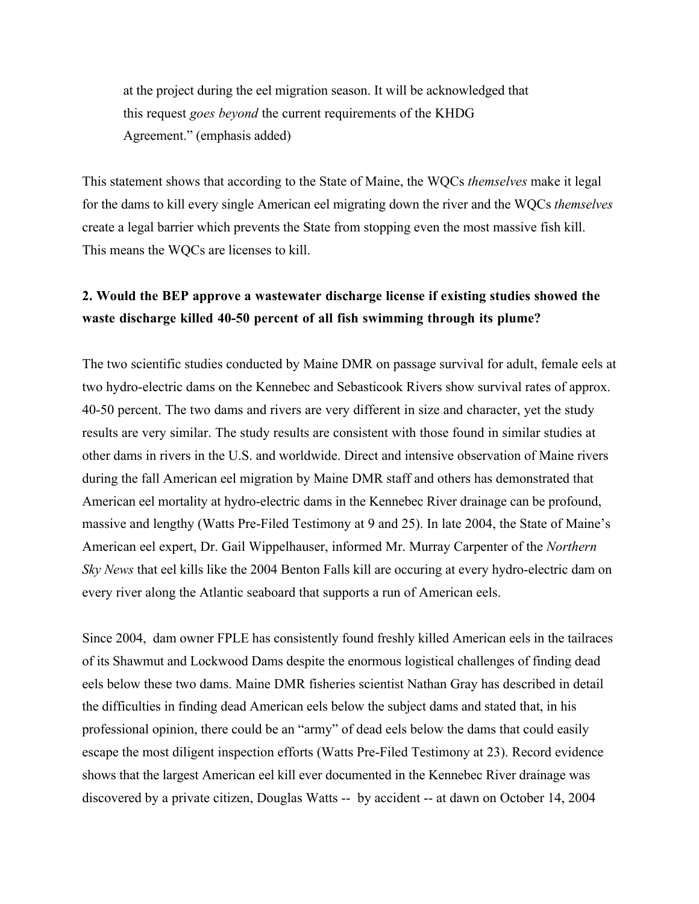at the project during the eel migration season. It will be acknowledged that this request *goes beyond* the current requirements of the KHDG Agreement." (emphasis added)

This statement shows that according to the State of Maine, the WQCs *themselves* make it legal for the dams to kill every single American eel migrating down the river and the WQCs *themselves* create a legal barrier which prevents the State from stopping even the most massive fish kill. This means the WQCs are licenses to kill.

**2. Would the BEP approve a wastewater discharge license if existing studies showed the waste discharge killed 40-50 percent of all fish swimming through its plume?**

The two scientific studies conducted by Maine DMR on passage survival for adult, female eels at two hydro-electric dams on the Kennebec and Sebasticook Rivers show survival rates of approx. 40-50 percent. The two dams and rivers are very different in size and character, yet the study results are very similar. The study results are consistent with those found in similar studies at other dams in rivers in the U.S. and worldwide. Direct and intensive observation of Maine rivers during the fall American eel migration by Maine DMR staff and others has demonstrated that American eel mortality at hydro-electric dams in the Kennebec River drainage can be profound, massive and lengthy (Watts Pre-Filed Testimony at 9 and 25). In late 2004, the State of Maine's American eel expert, Dr. Gail Wippelhauser, informed Mr. Murray Carpenter of the *Northern Sky News* that eel kills like the 2004 Benton Falls kill are occuring at every hydro-electric dam on every river along the Atlantic seaboard that supports a run of American eels.

Since 2004, dam owner FPLE has consistently found freshly killed American eels in the tailraces of its Shawmut and Lockwood Dams despite the enormous logistical challenges of finding dead eels below these two dams. Maine DMR fisheries scientist Nathan Gray has described in detail the difficulties in finding dead American eels below the subject dams and stated that, in his professional opinion, there could be an "army" of dead eels below the dams that could easily escape the most diligent inspection efforts (Watts Pre-Filed Testimony at 23). Record evidence shows that the largest American eel kill ever documented in the Kennebec River drainage was discovered by a private citizen, Douglas Watts -- by accident -- at dawn on October 14, 2004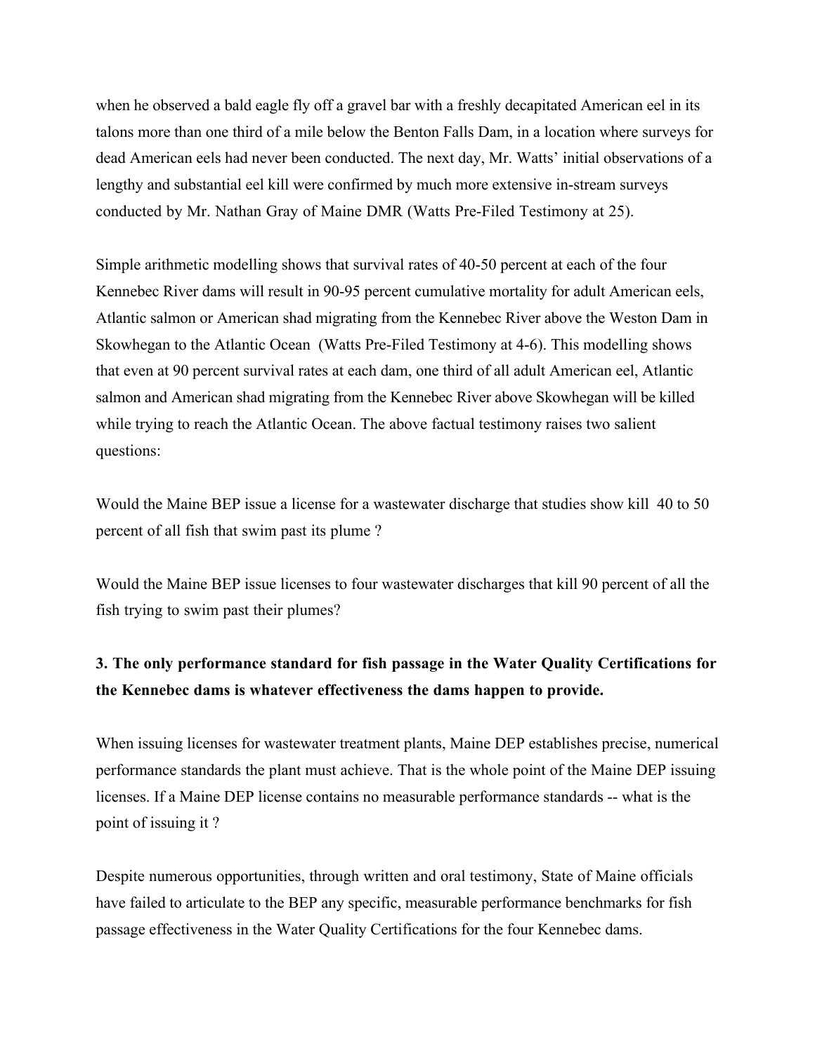when he observed a bald eagle fly off a gravel bar with a freshly decapitated American eel in its talons more than one third of a mile below the Benton Falls Dam, in a location where surveys for dead American eels had never been conducted. The next day, Mr. Watts' initial observations of a lengthy and substantial eel kill were confirmed by much more extensive in-stream surveys conducted by Mr. Nathan Gray of Maine DMR (Watts Pre-Filed Testimony at 25).

Simple arithmetic modelling shows that survival rates of 40-50 percent at each of the four Kennebec River dams will result in 90-95 percent cumulative mortality for adult American eels, Atlantic salmon or American shad migrating from the Kennebec River above the Weston Dam in Skowhegan to the Atlantic Ocean (Watts Pre-Filed Testimony at 4-6). This modelling shows that even at 90 percent survival rates at each dam, one third of all adult American eel, Atlantic salmon and American shad migrating from the Kennebec River above Skowhegan will be killed while trying to reach the Atlantic Ocean. The above factual testimony raises two salient questions:

Would the Maine BEP issue a license for a wastewater discharge that studies show kill 40 to 50 percent of all fish that swim past its plume ?

Would the Maine BEP issue licenses to four wastewater discharges that kill 90 percent of all the fish trying to swim past their plumes?

**3. The only performance standard for fish passage in the Water Quality Certifications for the Kennebec dams is whatever effectiveness the dams happen to provide.**

When issuing licenses for wastewater treatment plants, Maine DEP establishes precise, numerical performance standards the plant must achieve. That is the whole point of the Maine DEP issuing licenses. If a Maine DEP license contains no measurable performance standards -- what is the point of issuing it ?

Despite numerous opportunities, through written and oral testimony, State of Maine officials have failed to articulate to the BEP any specific, measurable performance benchmarks for fish passage effectiveness in the Water Quality Certifications for the four Kennebec dams.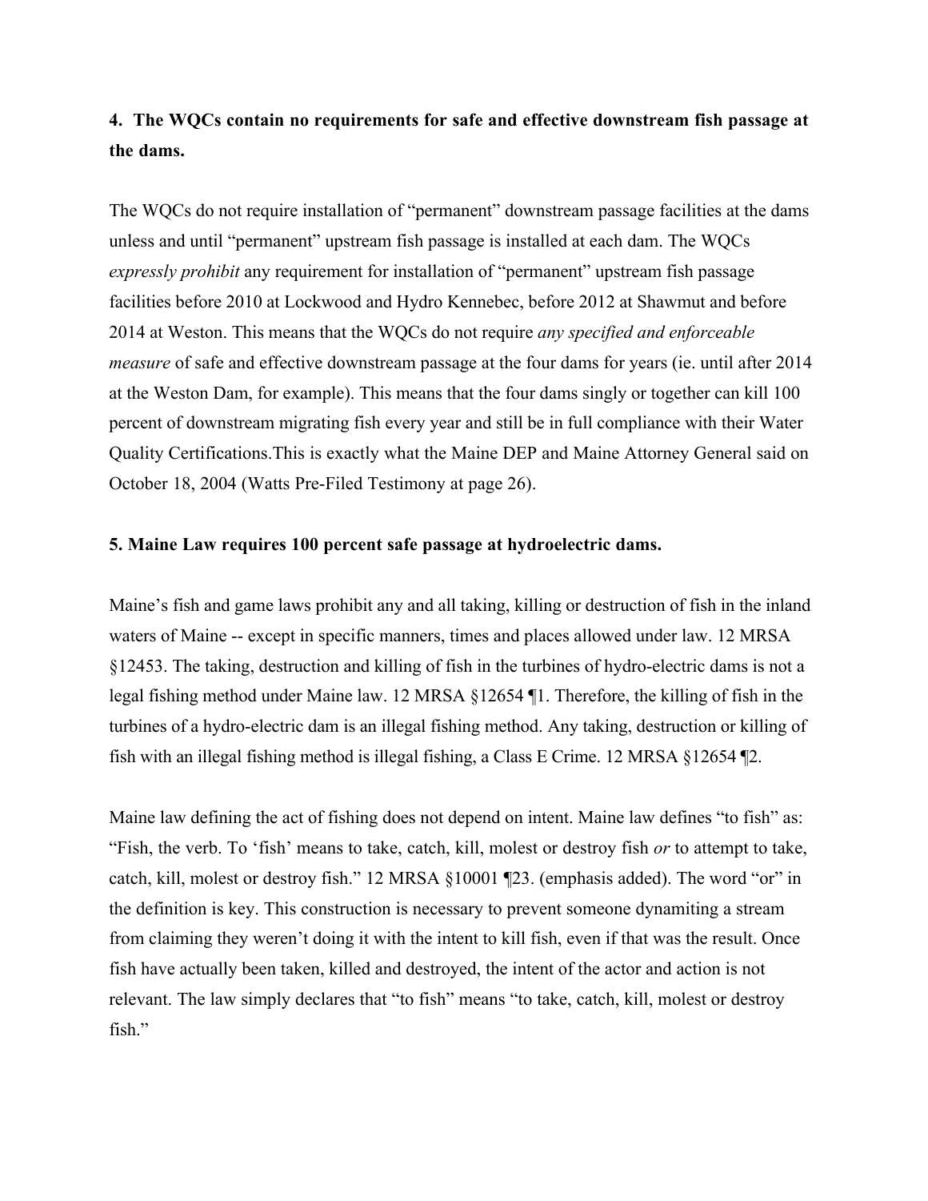**4. The WQCs contain no requirements for safe and effective downstream fish passage at the dams.**

The WQCs do not require installation of "permanent" downstream passage facilities at the dams unless and until "permanent" upstream fish passage is installed at each dam. The WQCs *expressly prohibit* any requirement for installation of "permanent" upstream fish passage facilities before 2010 at Lockwood and Hydro Kennebec, before 2012 at Shawmut and before 2014 at Weston. This means that the WQCs do not require *any specified and enforceable measure* of safe and effective downstream passage at the four dams for years (ie. until after 2014 at the Weston Dam, for example). This means that the four dams singly or together can kill 100 percent of downstream migrating fish every year and still be in full compliance with their Water Quality Certifications.This is exactly what the Maine DEP and Maine Attorney General said on October 18, 2004 (Watts Pre-Filed Testimony at page 26).

**5. Maine Law requires 100 percent safe passage at hydroelectric dams.**

Maine's fish and game laws prohibit any and all taking, killing or destruction of fish in the inland waters of Maine -- except in specific manners, times and places allowed under law. 12 MRSA §12453. The taking, destruction and killing of fish in the turbines of hydro-electric dams is not a legal fishing method under Maine law. 12 MRSA §12654 ¶1. Therefore, the killing of fish in the turbines of a hydro-electric dam is an illegal fishing method. Any taking, destruction or killing of fish with an illegal fishing method is illegal fishing, a Class E Crime. 12 MRSA §12654 ¶2.

Maine law defining the act of fishing does not depend on intent. Maine law defines "to fish" as: "Fish, the verb. To 'fish' means to take, catch, kill, molest or destroy fish *or* to attempt to take, catch, kill, molest or destroy fish." 12 MRSA §10001 ¶23. (emphasis added). The word "or" in the definition is key. This construction is necessary to prevent someone dynamiting a stream from claiming they weren't doing it with the intent to kill fish, even if that was the result. Once fish have actually been taken, killed and destroyed, the intent of the actor and action is not relevant. The law simply declares that "to fish" means "to take, catch, kill, molest or destroy fish."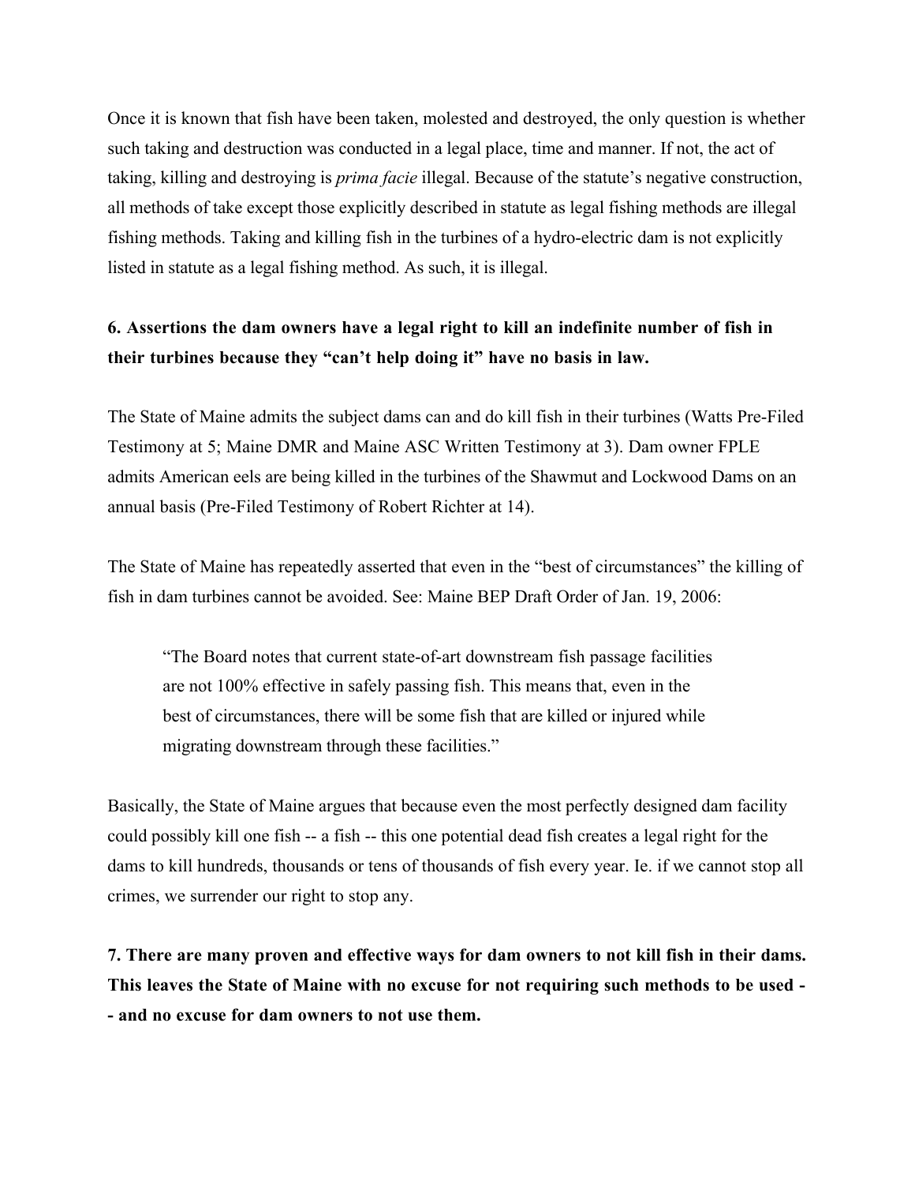Once it is known that fish have been taken, molested and destroyed, the only question is whether such taking and destruction was conducted in a legal place, time and manner. If not, the act of taking, killing and destroying is *prima facie* illegal. Because of the statute's negative construction, all methods of take except those explicitly described in statute as legal fishing methods are illegal fishing methods. Taking and killing fish in the turbines of a hydro-electric dam is not explicitly listed in statute as a legal fishing method. As such, it is illegal.

**6. Assertions the dam owners have a legal right to kill an indefinite number of fish in their turbines because they "can't help doing it" have no basis in law.**

The State of Maine admits the subject dams can and do kill fish in their turbines (Watts Pre-Filed Testimony at 5; Maine DMR and Maine ASC Written Testimony at 3). Dam owner FPLE admits American eels are being killed in the turbines of the Shawmut and Lockwood Dams on an annual basis (Pre-Filed Testimony of Robert Richter at 14).

The State of Maine has repeatedly asserted that even in the "best of circumstances" the killing of fish in dam turbines cannot be avoided. See: Maine BEP Draft Order of Jan. 19, 2006:

> "The Board notes that current state-of-art downstream fish passage facilities are not 100% effective in safely passing fish. This means that, even in the best of circumstances, there will be some fish that are killed or injured while migrating downstream through these facilities."

Basically, the State of Maine argues that because even the most perfectly designed dam facility could possibly kill one fish -- a fish -- this one potential dead fish creates a legal right for the dams to kill hundreds, thousands or tens of thousands of fish every year. Ie. if we cannot stop all crimes, we surrender our right to stop any.

**7. There are many proven and effective ways for dam owners to not kill fish in their dams. This leaves the State of Maine with no excuse for not requiring such methods to be used -- and no excuse for dam owners to not use them.**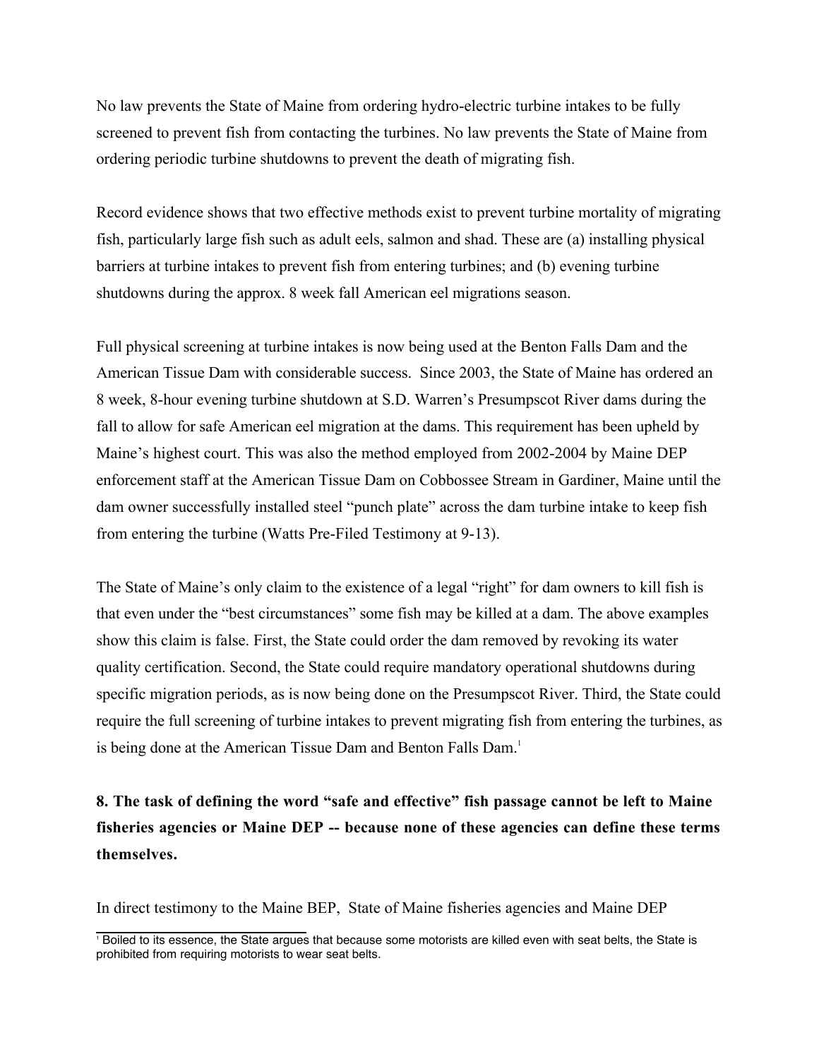No law prevents the State of Maine from ordering hydro-electric turbine intakes to be fully screened to prevent fish from contacting the turbines. No law prevents the State of Maine from ordering periodic turbine shutdowns to prevent the death of migrating fish.

Record evidence shows that two effective methods exist to prevent turbine mortality of migrating fish, particularly large fish such as adult eels, salmon and shad. These are (a) installing physical barriers at turbine intakes to prevent fish from entering turbines; and (b) evening turbine shutdowns during the approx. 8 week fall American eel migrations season.

Full physical screening at turbine intakes is now being used at the Benton Falls Dam and the American Tissue Dam with considerable success. Since 2003, the State of Maine has ordered an 8 week, 8-hour evening turbine shutdown at S.D. Warren's Presumpscot River dams during the fall to allow for safe American eel migration at the dams. This requirement has been upheld by Maine's highest court. This was also the method employed from 2002-2004 by Maine DEP enforcement staff at the American Tissue Dam on Cobbossee Stream in Gardiner, Maine until the dam owner successfully installed steel "punch plate" across the dam turbine intake to keep fish from entering the turbine (Watts Pre-Filed Testimony at 9-13).

The State of Maine's only claim to the existence of a legal "right" for dam owners to kill fish is that even under the "best circumstances" some fish may be killed at a dam. The above examples show this claim is false. First, the State could order the dam removed by revoking its water quality certification. Second, the State could require mandatory operational shutdowns during specific migration periods, as is now being done on the Presumpscot River. Third, the State could require the full screening of turbine intakes to prevent migrating fish from entering the turbines, as is being done at the American Tissue Dam and Benton Falls Dam.[1]

**8. The task of defining the word "safe and effective" fish passage cannot be left to Maine fisheries agencies or Maine DEP -- because none of these agencies can define these terms themselves.**

In direct testimony to the Maine BEP, State of Maine fisheries agencies and Maine DEP

[1] Boiled to its essence, the State argues that because some motorists are killed even with seat belts, the State is prohibited from requiring motorists to wear seat belts.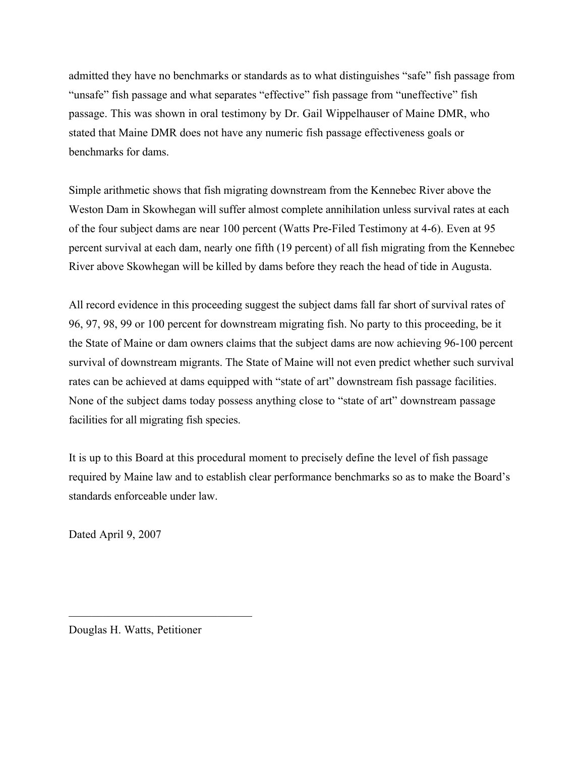admitted they have no benchmarks or standards as to what distinguishes "safe" fish passage from "unsafe" fish passage and what separates "effective" fish passage from "uneffective" fish passage. This was shown in oral testimony by Dr. Gail Wippelhauser of Maine DMR, who stated that Maine DMR does not have any numeric fish passage effectiveness goals or benchmarks for dams.

Simple arithmetic shows that fish migrating downstream from the Kennebec River above the Weston Dam in Skowhegan will suffer almost complete annihilation unless survival rates at each of the four subject dams are near 100 percent (Watts Pre-Filed Testimony at 4-6). Even at 95 percent survival at each dam, nearly one fifth (19 percent) of all fish migrating from the Kennebec River above Skowhegan will be killed by dams before they reach the head of tide in Augusta.

All record evidence in this proceeding suggest the subject dams fall far short of survival rates of 96, 97, 98, 99 or 100 percent for downstream migrating fish. No party to this proceeding, be it the State of Maine or dam owners claims that the subject dams are now achieving 96-100 percent survival of downstream migrants. The State of Maine will not even predict whether such survival rates can be achieved at dams equipped with "state of art" downstream fish passage facilities. None of the subject dams today possess anything close to "state of art" downstream passage facilities for all migrating fish species.

It is up to this Board at this procedural moment to precisely define the level of fish passage required by Maine law and to establish clear performance benchmarks so as to make the Board's standards enforceable under law.

Dated April 9, 2007

\_\_\_\_\_\_\_\_\_\_\_\_\_\_\_\_\_\_\_\_\_\_\_\_\_\_\_\_\_\_\_\_\_\_

Douglas H. Watts, Petitioner